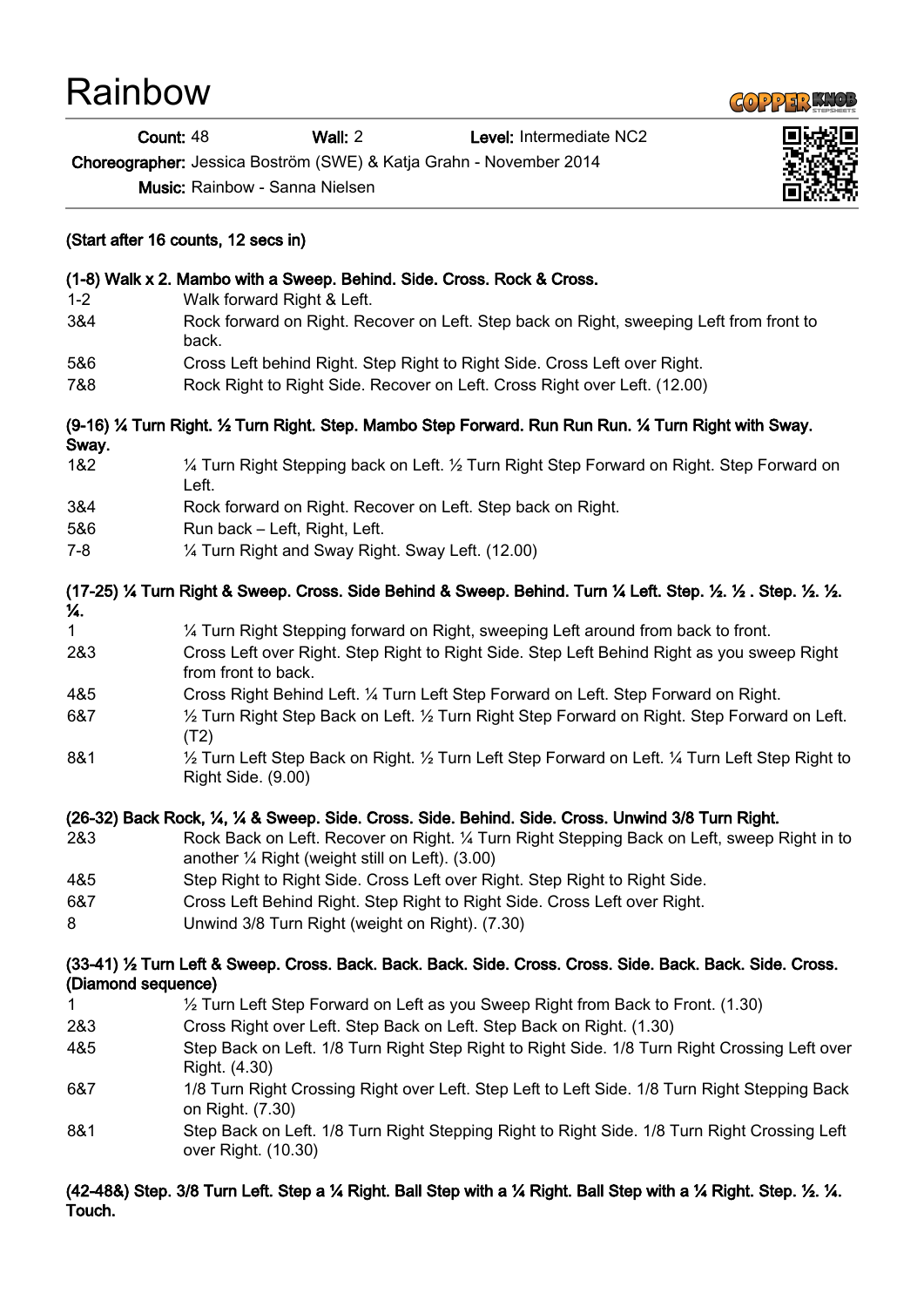# Rainbow

**Count:** 48 **Wall:** 2 **Level:** Intermediate NC2

**Choreographer:** Jessica Boström (SWE) & Katja Grahn - November 2014

**Music:** Rainbow - Sanna Nielsen

**(Start after 16 counts, 12 secs in)**

**(1-8) Walk x 2. Mambo with a Sweep. Behind. Side. Cross. Rock & Cross.**

| | |
|---|---|
| 1-2 | Walk forward Right & Left. |
| 3&4 | Rock forward on Right. Recover on Left. Step back on Right, sweeping Left from front to back. |
| 5&6 | Cross Left behind Right. Step Right to Right Side. Cross Left over Right. |
| 7&8 | Rock Right to Right Side. Recover on Left. Cross Right over Left. (12.00) |

**(9-16) ¼ Turn Right. ½ Turn Right. Step. Mambo Step Forward. Run Run Run. ¼ Turn Right with Sway. Sway.**

| | |
|---|---|
| 1&2 | ¼ Turn Right Stepping back on Left. ½ Turn Right Step Forward on Right. Step Forward on Left. |
| 3&4 | Rock forward on Right. Recover on Left. Step back on Right. |
| 5&6 | Run back – Left, Right, Left. |
| 7-8 | ¼ Turn Right and Sway Right. Sway Left. (12.00) |

**(17-25) ¼ Turn Right & Sweep. Cross. Side Behind & Sweep. Behind. Turn ¼ Left. Step. ½. ½ . Step. ½. ½. ¼.**

| | |
|---|---|
| 1 | ¼ Turn Right Stepping forward on Right, sweeping Left around from back to front. |
| 2&3 | Cross Left over Right. Step Right to Right Side. Step Left Behind Right as you sweep Right from front to back. |
| 4&5 | Cross Right Behind Left. ¼ Turn Left Step Forward on Left. Step Forward on Right. |
| 6&7 | ½ Turn Right Step Back on Left. ½ Turn Right Step Forward on Right. Step Forward on Left. (T2) |
| 8&1 | ½ Turn Left Step Back on Right. ½ Turn Left Step Forward on Left. ¼ Turn Left Step Right to Right Side. (9.00) |

**(26-32) Back Rock, ¼, ¼ & Sweep. Side. Cross. Side. Behind. Side. Cross. Unwind 3/8 Turn Right.**

| | |
|---|---|
| 2&3 | Rock Back on Left. Recover on Right. ¼ Turn Right Stepping Back on Left, sweep Right in to another ¼ Right (weight still on Left). (3.00) |
| 4&5 | Step Right to Right Side. Cross Left over Right. Step Right to Right Side. |
| 6&7 | Cross Left Behind Right. Step Right to Right Side. Cross Left over Right. |
| 8 | Unwind 3/8 Turn Right (weight on Right). (7.30) |

**(33-41) ½ Turn Left & Sweep. Cross. Back. Back. Back. Side. Cross. Cross. Side. Back. Back. Side. Cross. (Diamond sequence)**

| | |
|---|---|
| 1 | ½ Turn Left Step Forward on Left as you Sweep Right from Back to Front. (1.30) |
| 2&3 | Cross Right over Left. Step Back on Left. Step Back on Right. (1.30) |
| 4&5 | Step Back on Left. 1/8 Turn Right Step Right to Right Side. 1/8 Turn Right Crossing Left over Right. (4.30) |
| 6&7 | 1/8 Turn Right Crossing Right over Left. Step Left to Left Side. 1/8 Turn Right Stepping Back on Right. (7.30) |
| 8&1 | Step Back on Left. 1/8 Turn Right Stepping Right to Right Side. 1/8 Turn Right Crossing Left over Right. (10.30) |

**(42-48&) Step. 3/8 Turn Left. Step a ¼ Right. Ball Step with a ¼ Right. Ball Step with a ¼ Right. Step. ½. ¼. Touch.**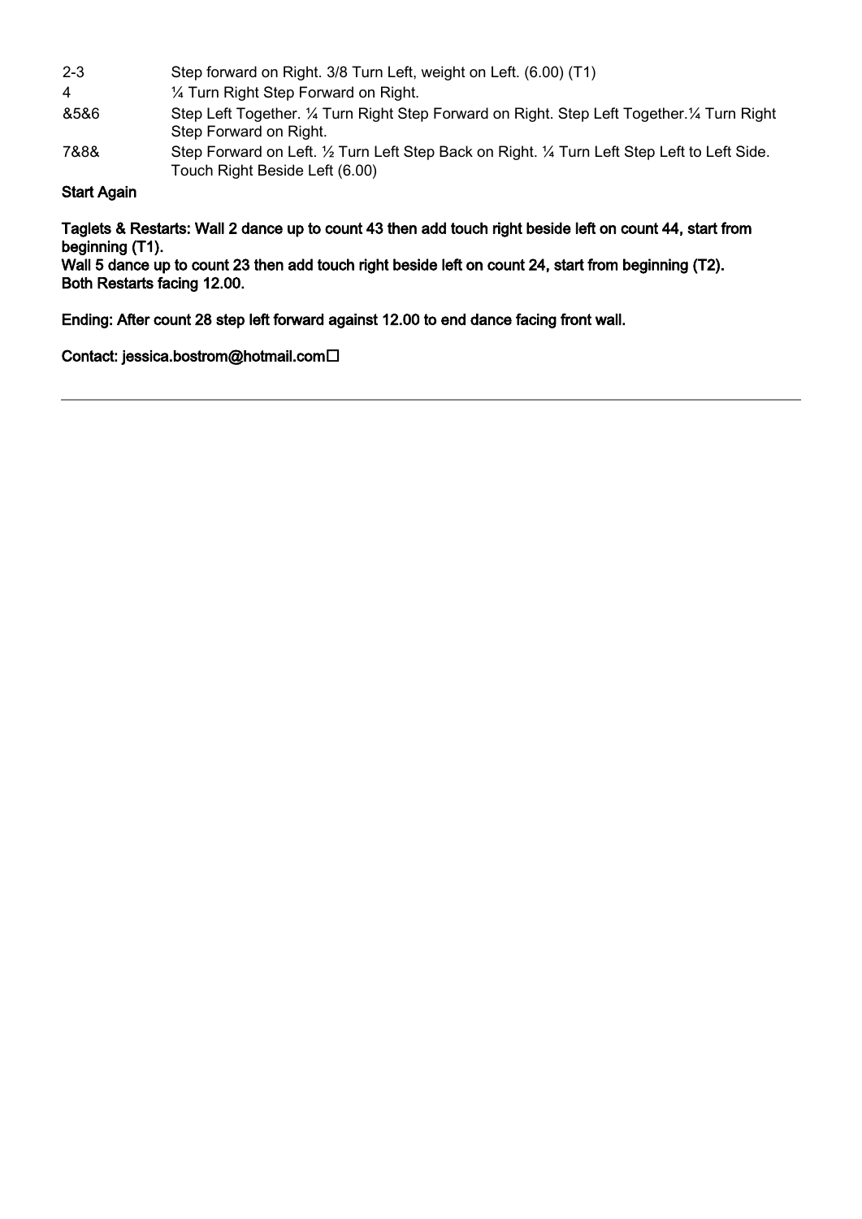| | |
|---|---|
| 2-3 | Step forward on Right. 3/8 Turn Left, weight on Left. (6.00) (T1) |
| 4 | ¼ Turn Right Step Forward on Right. |
| &5&6 | Step Left Together. ¼ Turn Right Step Forward on Right. Step Left Together.¼ Turn Right Step Forward on Right. |
| 7&8& | Step Forward on Left. ½ Turn Left Step Back on Right. ¼ Turn Left Step Left to Left Side. Touch Right Beside Left (6.00) |

**Start Again**

**Taglets & Restarts: Wall 2 dance up to count 43 then add touch right beside left on count 44, start from beginning (T1).**
**Wall 5 dance up to count 23 then add touch right beside left on count 24, start from beginning (T2).**
**Both Restarts facing 12.00.**

**Ending: After count 28 step left forward against 12.00 to end dance facing front wall.**

**Contact: jessica.bostrom@hotmail.com**